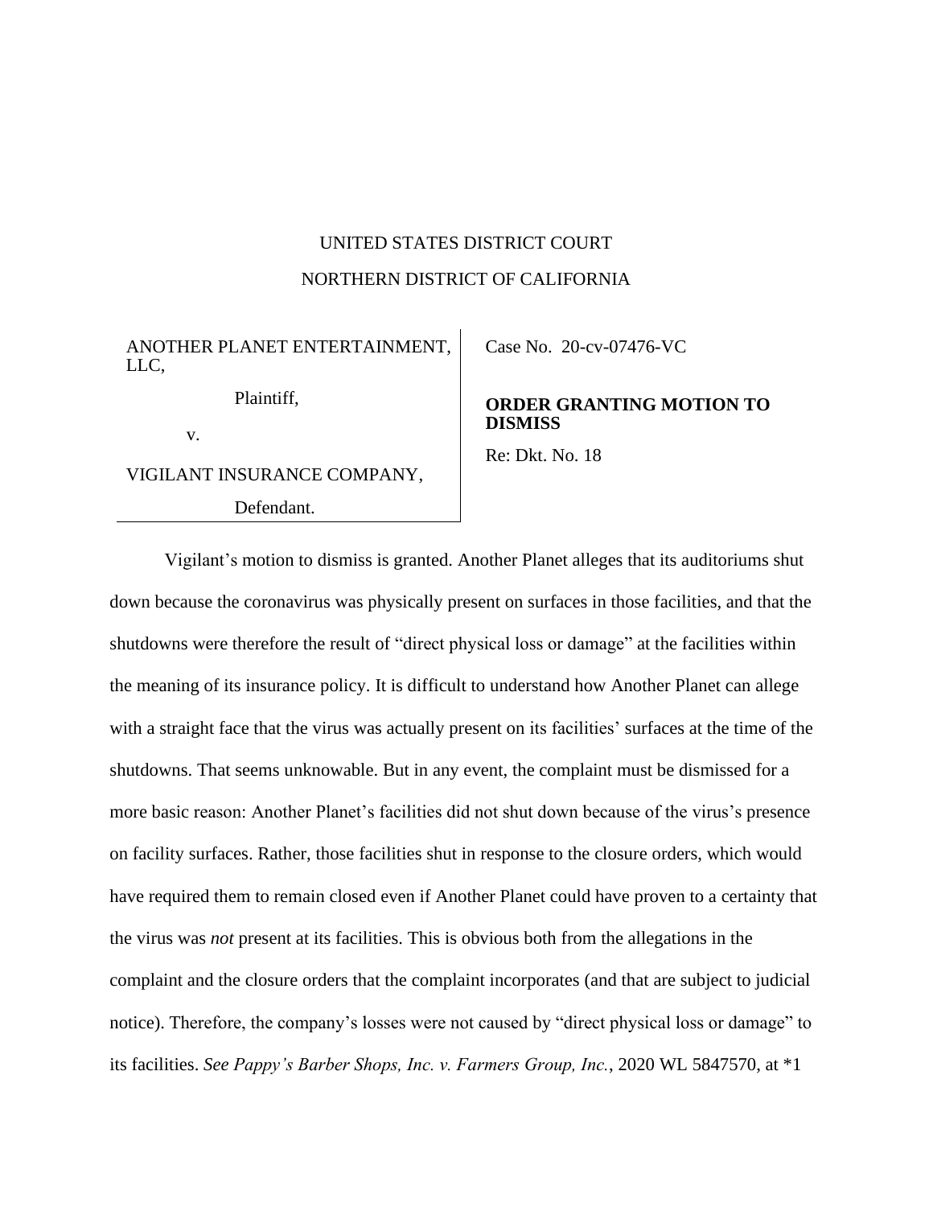UNITED STATES DISTRICT COURT

NORTHERN DISTRICT OF CALIFORNIA

| ANOTHER PLANET ENTERTAINMENT, LLC, Plaintiff, v. VIGILANT INSURANCE COMPANY, Defendant. | Case No. 20-cv-07476-VC **ORDER GRANTING MOTION TO DISMISS** Re: Dkt. No. 18 |
|---|---|

Vigilant's motion to dismiss is granted. Another Planet alleges that its auditoriums shut down because the coronavirus was physically present on surfaces in those facilities, and that the shutdowns were therefore the result of "direct physical loss or damage" at the facilities within the meaning of its insurance policy. It is difficult to understand how Another Planet can allege with a straight face that the virus was actually present on its facilities' surfaces at the time of the shutdowns. That seems unknowable. But in any event, the complaint must be dismissed for a more basic reason: Another Planet's facilities did not shut down because of the virus's presence on facility surfaces. Rather, those facilities shut in response to the closure orders, which would have required them to remain closed even if Another Planet could have proven to a certainty that the virus was *not* present at its facilities. This is obvious both from the allegations in the complaint and the closure orders that the complaint incorporates (and that are subject to judicial notice). Therefore, the company's losses were not caused by "direct physical loss or damage" to its facilities. *See Pappy's Barber Shops, Inc. v. Farmers Group, Inc.*, 2020 WL 5847570, at *1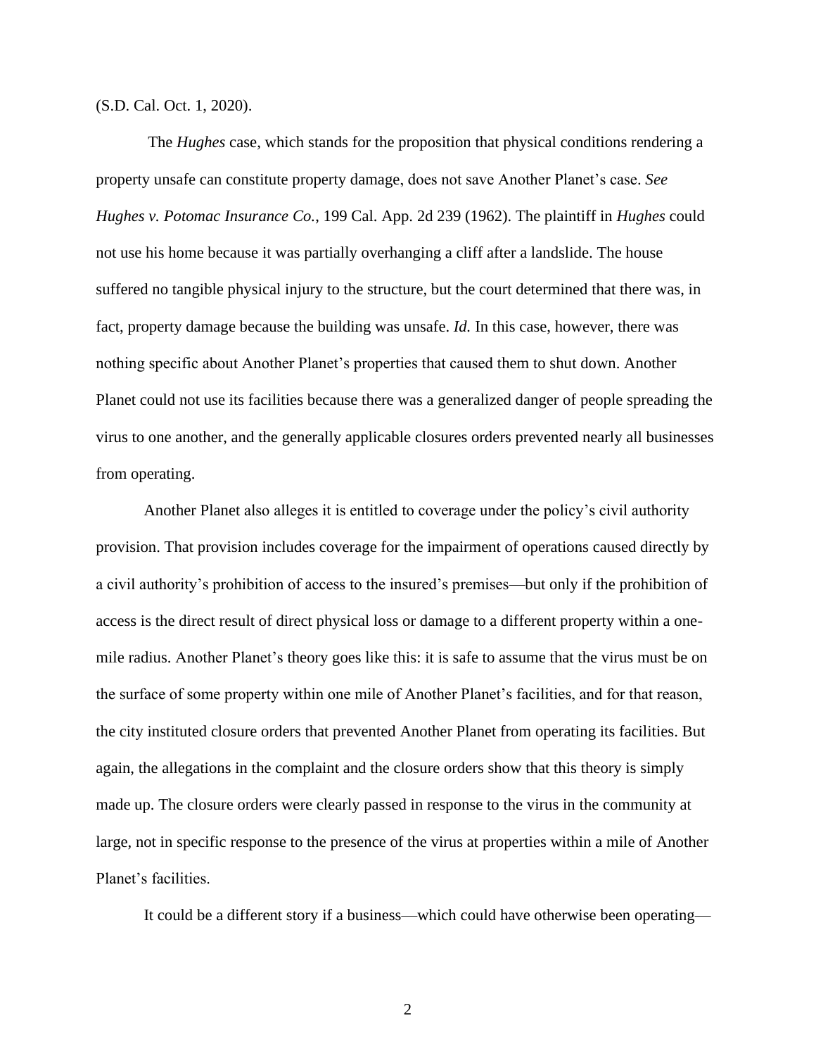(S.D. Cal. Oct. 1, 2020).

The *Hughes* case, which stands for the proposition that physical conditions rendering a property unsafe can constitute property damage, does not save Another Planet's case. *See Hughes v. Potomac Insurance Co.*, 199 Cal. App. 2d 239 (1962). The plaintiff in *Hughes* could not use his home because it was partially overhanging a cliff after a landslide. The house suffered no tangible physical injury to the structure, but the court determined that there was, in fact, property damage because the building was unsafe. *Id.* In this case, however, there was nothing specific about Another Planet's properties that caused them to shut down. Another Planet could not use its facilities because there was a generalized danger of people spreading the virus to one another, and the generally applicable closures orders prevented nearly all businesses from operating.

Another Planet also alleges it is entitled to coverage under the policy's civil authority provision. That provision includes coverage for the impairment of operations caused directly by a civil authority's prohibition of access to the insured's premises—but only if the prohibition of access is the direct result of direct physical loss or damage to a different property within a one-mile radius. Another Planet's theory goes like this: it is safe to assume that the virus must be on the surface of some property within one mile of Another Planet's facilities, and for that reason, the city instituted closure orders that prevented Another Planet from operating its facilities. But again, the allegations in the complaint and the closure orders show that this theory is simply made up. The closure orders were clearly passed in response to the virus in the community at large, not in specific response to the presence of the virus at properties within a mile of Another Planet's facilities.

It could be a different story if a business—which could have otherwise been operating—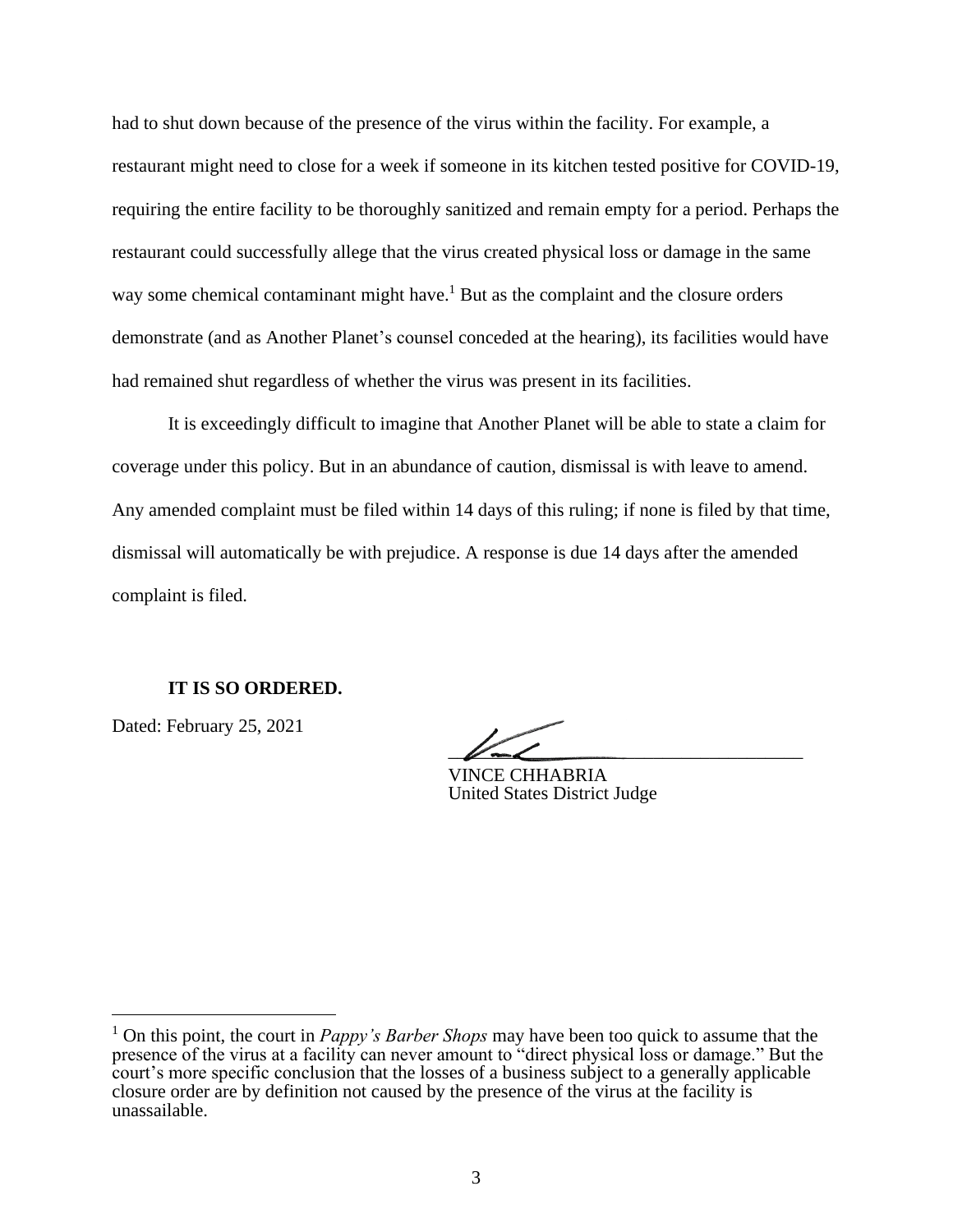had to shut down because of the presence of the virus within the facility. For example, a restaurant might need to close for a week if someone in its kitchen tested positive for COVID-19, requiring the entire facility to be thoroughly sanitized and remain empty for a period. Perhaps the restaurant could successfully allege that the virus created physical loss or damage in the same way some chemical contaminant might have.[1] But as the complaint and the closure orders demonstrate (and as Another Planet's counsel conceded at the hearing), its facilities would have had remained shut regardless of whether the virus was present in its facilities.

It is exceedingly difficult to imagine that Another Planet will be able to state a claim for coverage under this policy. But in an abundance of caution, dismissal is with leave to amend. Any amended complaint must be filed within 14 days of this ruling; if none is filed by that time, dismissal will automatically be with prejudice. A response is due 14 days after the amended complaint is filed.

**IT IS SO ORDERED.**

Dated: February 25, 2021

VINCE CHHABRIA
United States District Judge

[1] On this point, the court in *Pappy's Barber Shops* may have been too quick to assume that the presence of the virus at a facility can never amount to "direct physical loss or damage." But the court's more specific conclusion that the losses of a business subject to a generally applicable closure order are by definition not caused by the presence of the virus at the facility is unassailable.